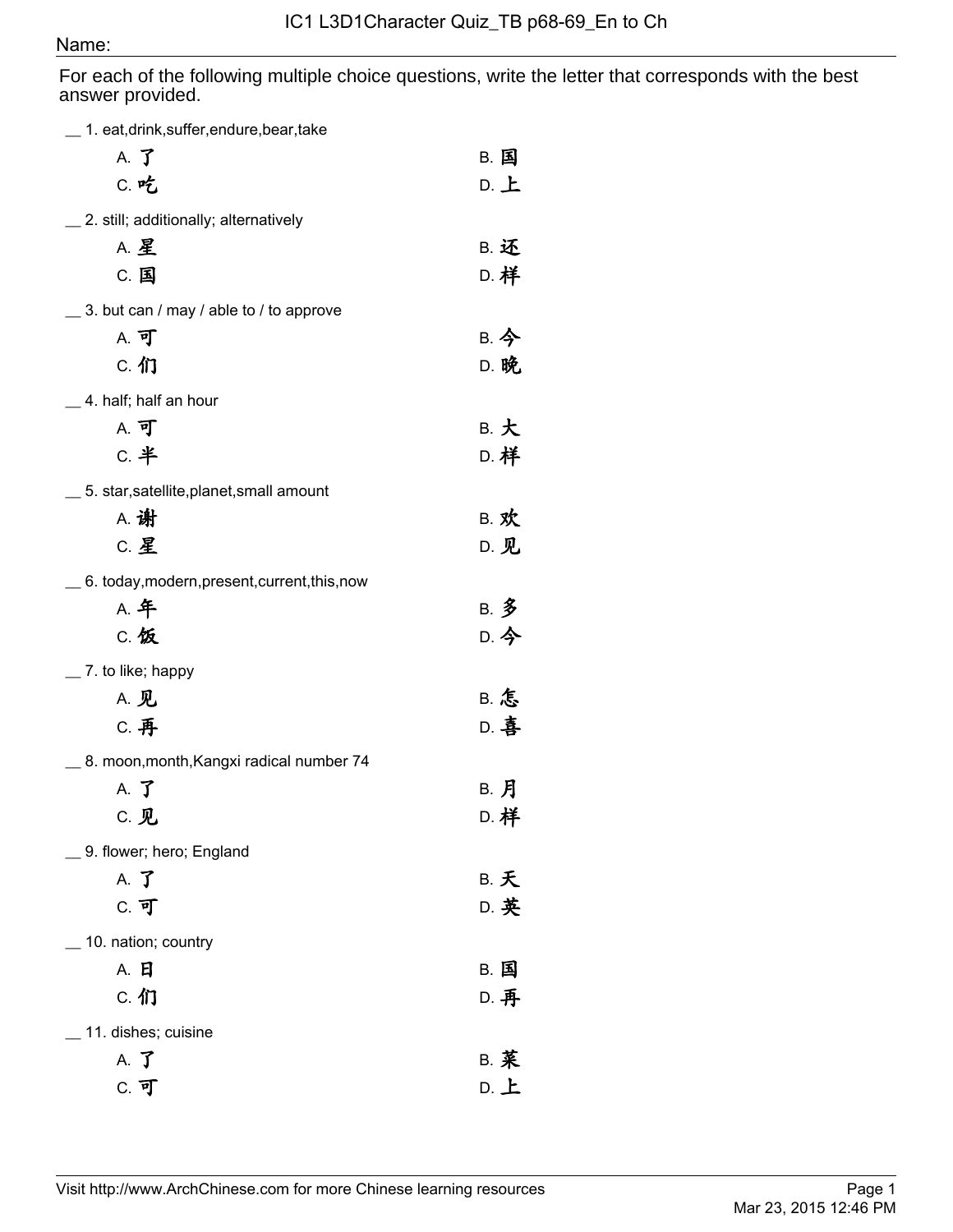# IC1 L3D1Character Quiz_TB p68-69_En to Ch

Name:

For each of the following multiple choice questions, write the letter that corresponds with the best answer provided.

__ 1. eat,drink,suffer,endure,bear,take

A. 了
B. 国
C. 吃
D. 上

__ 2. still; additionally; alternatively

A. 星
B. 还
C. 国
D. 样

__ 3. but can / may / able to / to approve

A. 可
B. 今
C. 们
D. 晚

__ 4. half; half an hour

A. 可
B. 大
C. 半
D. 样

__ 5. star,satellite,planet,small amount

A. 谢
B. 欢
C. 星
D. 见

__ 6. today,modern,present,current,this,now

A. 年
B. 多
C. 饭
D. 今

__ 7. to like; happy

A. 见
B. 怎
C. 再
D. 喜

__ 8. moon,month,Kangxi radical number 74

A. 了
B. 月
C. 见
D. 样

__ 9. flower; hero; England

A. 了
B. 天
C. 可
D. 英

__ 10. nation; country

A. 日
B. 国
C. 们
D. 再

__ 11. dishes; cuisine

A. 了
B. 菜
C. 可
D. 上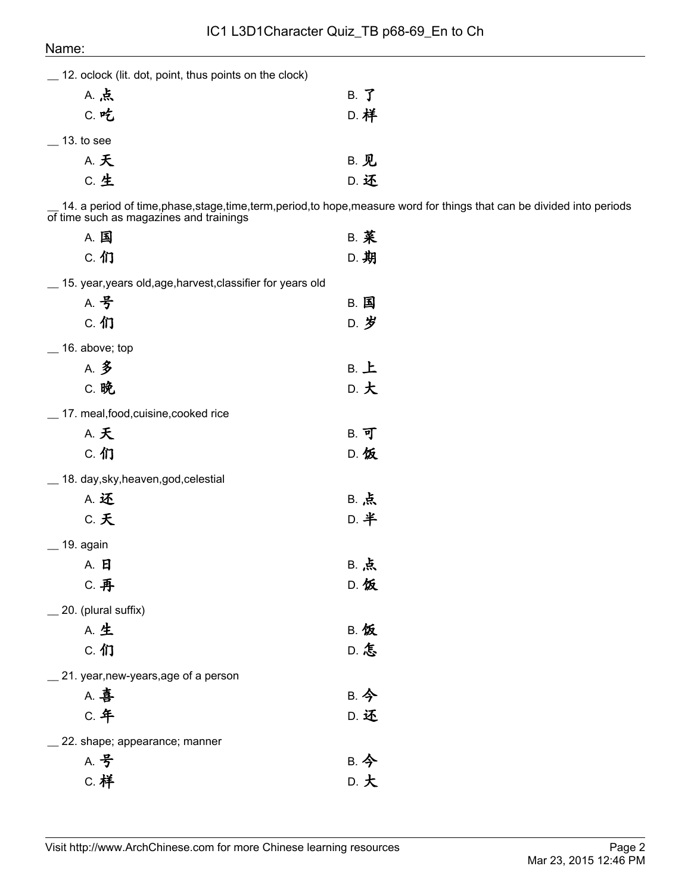Name:

__ 12. oclock (lit. dot, point, thus points on the clock)

A. 点　　B. 了
C. 吃　　D. 样

__ 13. to see

A. 天　　B. 见
C. 生　　D. 还

__ 14. a period of time,phase,stage,time,term,period,to hope,measure word for things that can be divided into periods of time such as magazines and trainings

A. 国　　B. 菜
C. 们　　D. 期

__ 15. year,years old,age,harvest,classifier for years old

A. 号　　B. 国
C. 们　　D. 岁

__ 16. above; top

A. 多　　B. 上
C. 晚　　D. 大

__ 17. meal,food,cuisine,cooked rice

A. 天　　B. 可
C. 们　　D. 饭

__ 18. day,sky,heaven,god,celestial

A. 还　　B. 点
C. 天　　D. 半

__ 19. again

A. 日　　B. 点
C. 再　　D. 饭

__ 20. (plural suffix)

A. 生　　B. 饭
C. 们　　D. 怎

__ 21. year,new-years,age of a person

A. 喜　　B. 今
C. 年　　D. 还

__ 22. shape; appearance; manner

A. 号　　B. 今
C. 样　　D. 大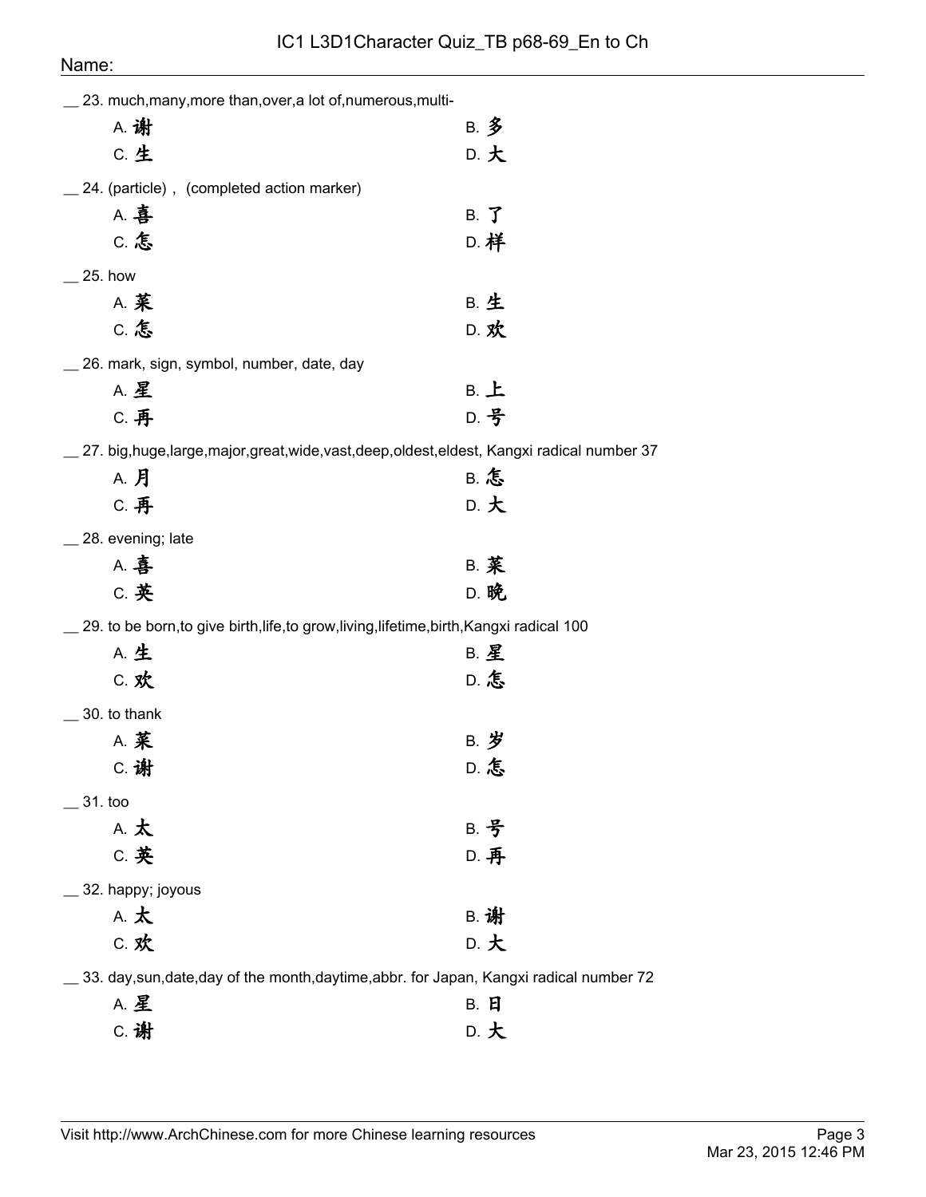Name:

__ 23. much,many,more than,over,a lot of,numerous,multi-

A. 谢
B. 多
C. 生
D. 大

__ 24. (particle)， (completed action marker)

A. 喜
B. 了
C. 怎
D. 样

__ 25. how

A. 菜
B. 生
C. 怎
D. 欢

__ 26. mark, sign, symbol, number, date, day

A. 星
B. 上
C. 再
D. 号

__ 27. big,huge,large,major,great,wide,vast,deep,oldest,eldest, Kangxi radical number 37

A. 月
B. 怎
C. 再
D. 大

__ 28. evening; late

A. 喜
B. 菜
C. 英
D. 晚

__ 29. to be born,to give birth,life,to grow,living,lifetime,birth,Kangxi radical 100

A. 生
B. 星
C. 欢
D. 怎

__ 30. to thank

A. 菜
B. 岁
C. 谢
D. 怎

__ 31. too

A. 太
B. 号
C. 英
D. 再

__ 32. happy; joyous

A. 太
B. 谢
C. 欢
D. 大

__ 33. day,sun,date,day of the month,daytime,abbr. for Japan, Kangxi radical number 72

A. 星
B. 日
C. 谢
D. 大